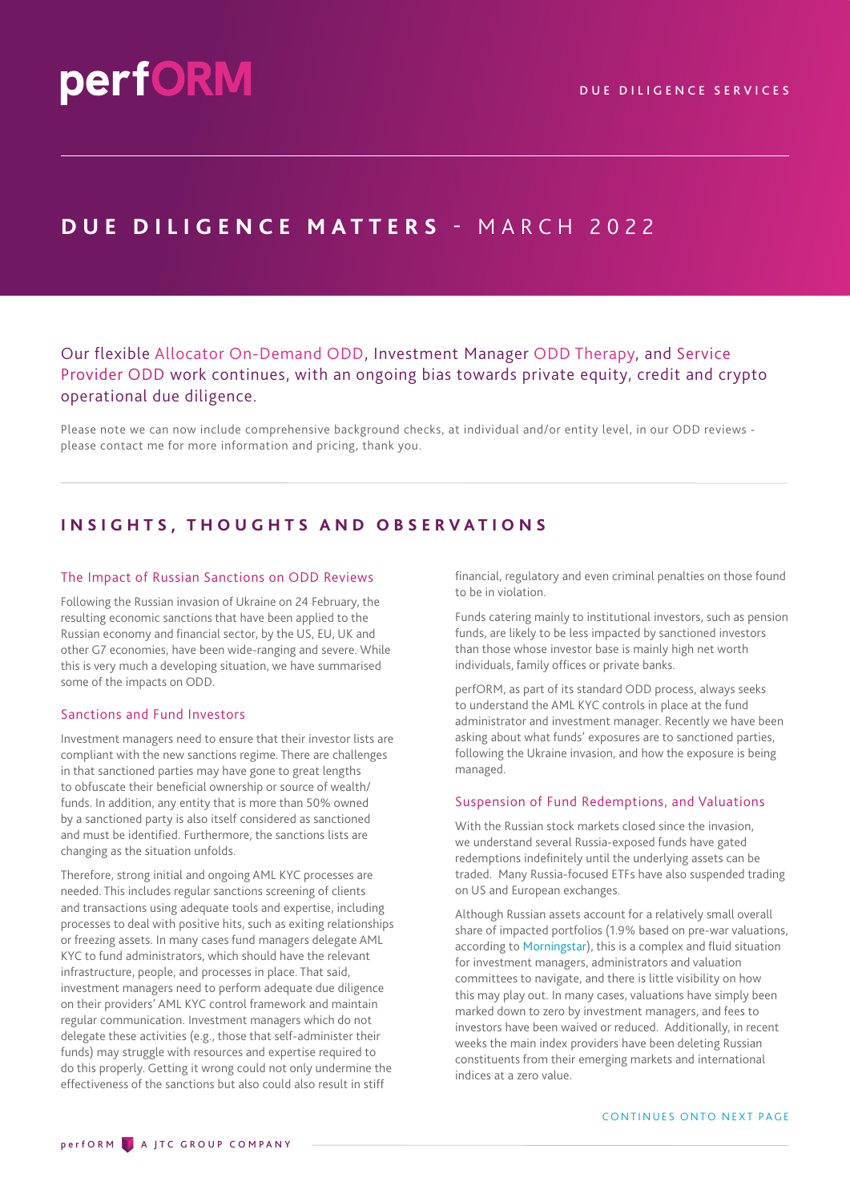perfORM

DUE DILIGENCE SERVICES

# DUE DILIGENCE MATTERS - MARCH 2022

Our flexible Allocator On-Demand ODD, Investment Manager ODD Therapy, and Service Provider ODD work continues, with an ongoing bias towards private equity, credit and crypto operational due diligence.

Please note we can now include comprehensive background checks, at individual and/or entity level, in our ODD reviews - please contact me for more information and pricing, thank you.

## INSIGHTS, THOUGHTS AND OBSERVATIONS

### The Impact of Russian Sanctions on ODD Reviews

Following the Russian invasion of Ukraine on 24 February, the resulting economic sanctions that have been applied to the Russian economy and financial sector, by the US, EU, UK and other G7 economies, have been wide-ranging and severe. While this is very much a developing situation, we have summarised some of the impacts on ODD.

### Sanctions and Fund Investors

Investment managers need to ensure that their investor lists are compliant with the new sanctions regime. There are challenges in that sanctioned parties may have gone to great lengths to obfuscate their beneficial ownership or source of wealth/funds. In addition, any entity that is more than 50% owned by a sanctioned party is also itself considered as sanctioned and must be identified. Furthermore, the sanctions lists are changing as the situation unfolds.

Therefore, strong initial and ongoing AML KYC processes are needed. This includes regular sanctions screening of clients and transactions using adequate tools and expertise, including processes to deal with positive hits, such as exiting relationships or freezing assets. In many cases fund managers delegate AML KYC to fund administrators, which should have the relevant infrastructure, people, and processes in place. That said, investment managers need to perform adequate due diligence on their providers' AML KYC control framework and maintain regular communication. Investment managers which do not delegate these activities (e.g., those that self-administer their funds) may struggle with resources and expertise required to do this properly. Getting it wrong could not only undermine the effectiveness of the sanctions but also could also result in stiff financial, regulatory and even criminal penalties on those found to be in violation.

Funds catering mainly to institutional investors, such as pension funds, are likely to be less impacted by sanctioned investors than those whose investor base is mainly high net worth individuals, family offices or private banks.

perfORM, as part of its standard ODD process, always seeks to understand the AML KYC controls in place at the fund administrator and investment manager. Recently we have been asking about what funds' exposures are to sanctioned parties, following the Ukraine invasion, and how the exposure is being managed.

### Suspension of Fund Redemptions, and Valuations

With the Russian stock markets closed since the invasion, we understand several Russia-exposed funds have gated redemptions indefinitely until the underlying assets can be traded. Many Russia-focused ETFs have also suspended trading on US and European exchanges.

Although Russian assets account for a relatively small overall share of impacted portfolios (1.9% based on pre-war valuations, according to Morningstar), this is a complex and fluid situation for investment managers, administrators and valuation committees to navigate, and there is little visibility on how this may play out. In many cases, valuations have simply been marked down to zero by investment managers, and fees to investors have been waived or reduced. Additionally, in recent weeks the main index providers have been deleting Russian constituents from their emerging markets and international indices at a zero value.

CONTINUES ONTO NEXT PAGE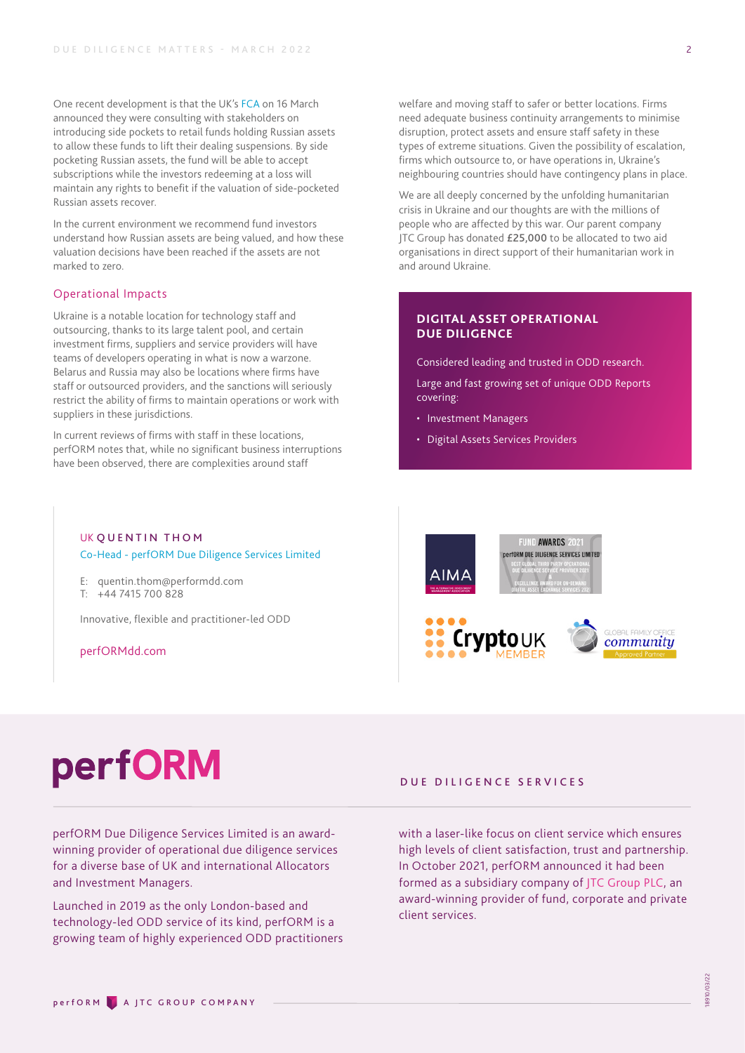One recent development is that the UK's FCA on 16 March announced they were consulting with stakeholders on introducing side pockets to retail funds holding Russian assets to allow these funds to lift their dealing suspensions. By side pocketing Russian assets, the fund will be able to accept subscriptions while the investors redeeming at a loss will maintain any rights to benefit if the valuation of side-pocketed Russian assets recover.

In the current environment we recommend fund investors understand how Russian assets are being valued, and how these valuation decisions have been reached if the assets are not marked to zero.

### Operational Impacts

Ukraine is a notable location for technology staff and outsourcing, thanks to its large talent pool, and certain investment firms, suppliers and service providers will have teams of developers operating in what is now a warzone. Belarus and Russia may also be locations where firms have staff or outsourced providers, and the sanctions will seriously restrict the ability of firms to maintain operations or work with suppliers in these jurisdictions.

In current reviews of firms with staff in these locations, perfORM notes that, while no significant business interruptions have been observed, there are complexities around staff welfare and moving staff to safer or better locations. Firms need adequate business continuity arrangements to minimise disruption, protect assets and ensure staff safety in these types of extreme situations. Given the possibility of escalation, firms which outsource to, or have operations in, Ukraine's neighbouring countries should have contingency plans in place.

We are all deeply concerned by the unfolding humanitarian crisis in Ukraine and our thoughts are with the millions of people who are affected by this war. Our parent company JTC Group has donated **£25,000** to be allocated to two aid organisations in direct support of their humanitarian work in and around Ukraine.

### DIGITAL ASSET OPERATIONAL DUE DILIGENCE

Considered leading and trusted in ODD research.

Large and fast growing set of unique ODD Reports covering:

- Investment Managers
- Digital Assets Services Providers

UK **QUENTIN THOM**
Co-Head - perfORM Due Diligence Services Limited

E: quentin.thom@performdd.com
T: +44 7415 700 828

Innovative, flexible and practitioner-led ODD

perfORMdd.com

AIMA THE ALTERNATIVE INVESTMENT MANAGEMENT ASSOCIATION

FUND AWARDS 2021
perfORM DUE DILIGENCE SERVICES LIMITED
BEST GLOBAL THIRD PARTY OPERATIONAL DUE DILIGENCE SERVICE PROVIDER 2021
&
EXCELLENCE AWARD FOR UK-DEMAND DIGITAL ASSET EXCHANGE SERVICES 2021

CryptoUK MEMBER

GLOBAL FAMILY OFFICE community Approved Partner

# perfORM

DUE DILIGENCE SERVICES

perfORM Due Diligence Services Limited is an award-winning provider of operational due diligence services for a diverse base of UK and international Allocators and Investment Managers.

Launched in 2019 as the only London-based and technology-led ODD service of its kind, perfORM is a growing team of highly experienced ODD practitioners with a laser-like focus on client service which ensures high levels of client satisfaction, trust and partnership. In October 2021, perfORM announced it had been formed as a subsidiary company of JTC Group PLC, an award-winning provider of fund, corporate and private client services.

perfORM A JTC GROUP COMPANY

18910/03/22